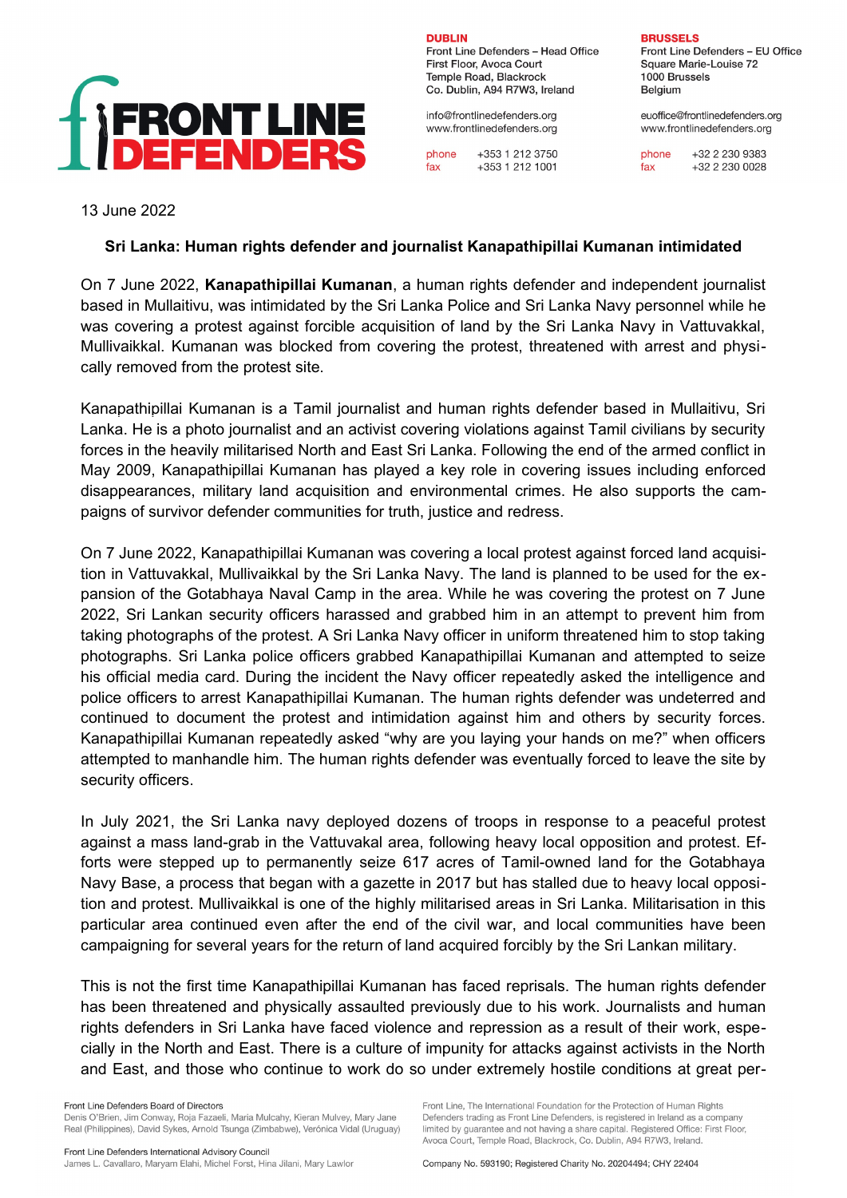**DUBLIN**
Front Line Defenders – Head Office
First Floor, Avoca Court
Temple Road, Blackrock
Co. Dublin, A94 R7W3, Ireland

info@frontlinedefenders.org
www.frontlinedefenders.org

phone +353 1 212 3750
fax +353 1 212 1001

**BRUSSELS**
Front Line Defenders – EU Office
Square Marie-Louise 72
1000 Brussels
Belgium

euoffice@frontlinedefenders.org
www.frontlinedefenders.org

phone +32 2 230 9383
fax +32 2 230 0028

13 June 2022

**Sri Lanka: Human rights defender and journalist Kanapathipillai Kumanan intimidated**

On 7 June 2022, **Kanapathipillai Kumanan**, a human rights defender and independent journalist based in Mullaitivu, was intimidated by the Sri Lanka Police and Sri Lanka Navy personnel while he was covering a protest against forcible acquisition of land by the Sri Lanka Navy in Vattuvakkal, Mullivaikkal. Kumanan was blocked from covering the protest, threatened with arrest and physically removed from the protest site.

Kanapathipillai Kumanan is a Tamil journalist and human rights defender based in Mullaitivu, Sri Lanka. He is a photo journalist and an activist covering violations against Tamil civilians by security forces in the heavily militarised North and East Sri Lanka. Following the end of the armed conflict in May 2009, Kanapathipillai Kumanan has played a key role in covering issues including enforced disappearances, military land acquisition and environmental crimes. He also supports the campaigns of survivor defender communities for truth, justice and redress.

On 7 June 2022, Kanapathipillai Kumanan was covering a local protest against forced land acquisition in Vattuvakkal, Mullivaikkal by the Sri Lanka Navy. The land is planned to be used for the expansion of the Gotabhaya Naval Camp in the area. While he was covering the protest on 7 June 2022, Sri Lankan security officers harassed and grabbed him in an attempt to prevent him from taking photographs of the protest. A Sri Lanka Navy officer in uniform threatened him to stop taking photographs. Sri Lanka police officers grabbed Kanapathipillai Kumanan and attempted to seize his official media card. During the incident the Navy officer repeatedly asked the intelligence and police officers to arrest Kanapathipillai Kumanan. The human rights defender was undeterred and continued to document the protest and intimidation against him and others by security forces. Kanapathipillai Kumanan repeatedly asked "why are you laying your hands on me?" when officers attempted to manhandle him. The human rights defender was eventually forced to leave the site by security officers.

In July 2021, the Sri Lanka navy deployed dozens of troops in response to a peaceful protest against a mass land-grab in the Vattuvakal area, following heavy local opposition and protest. Efforts were stepped up to permanently seize 617 acres of Tamil-owned land for the Gotabhaya Navy Base, a process that began with a gazette in 2017 but has stalled due to heavy local opposition and protest. Mullivaikkal is one of the highly militarised areas in Sri Lanka. Militarisation in this particular area continued even after the end of the civil war, and local communities have been campaigning for several years for the return of land acquired forcibly by the Sri Lankan military.

This is not the first time Kanapathipillai Kumanan has faced reprisals. The human rights defender has been threatened and physically assaulted previously due to his work. Journalists and human rights defenders in Sri Lanka have faced violence and repression as a result of their work, especially in the North and East. There is a culture of impunity for attacks against activists in the North and East, and those who continue to work do so under extremely hostile conditions at great per-

Front Line Defenders Board of Directors
Denis O'Brien, Jim Conway, Roja Fazaeli, Maria Mulcahy, Kieran Mulvey, Mary Jane Real (Philippines), David Sykes, Arnold Tsunga (Zimbabwe), Verónica Vidal (Uruguay)

Front Line Defenders International Advisory Council
James L. Cavallaro, Maryam Elahi, Michel Forst, Hina Jilani, Mary Lawlor

Front Line, The International Foundation for the Protection of Human Rights Defenders trading as Front Line Defenders, is registered in Ireland as a company limited by guarantee and not having a share capital. Registered Office: First Floor, Avoca Court, Temple Road, Blackrock, Co. Dublin, A94 R7W3, Ireland.

Company No. 593190; Registered Charity No. 20204494; CHY 22404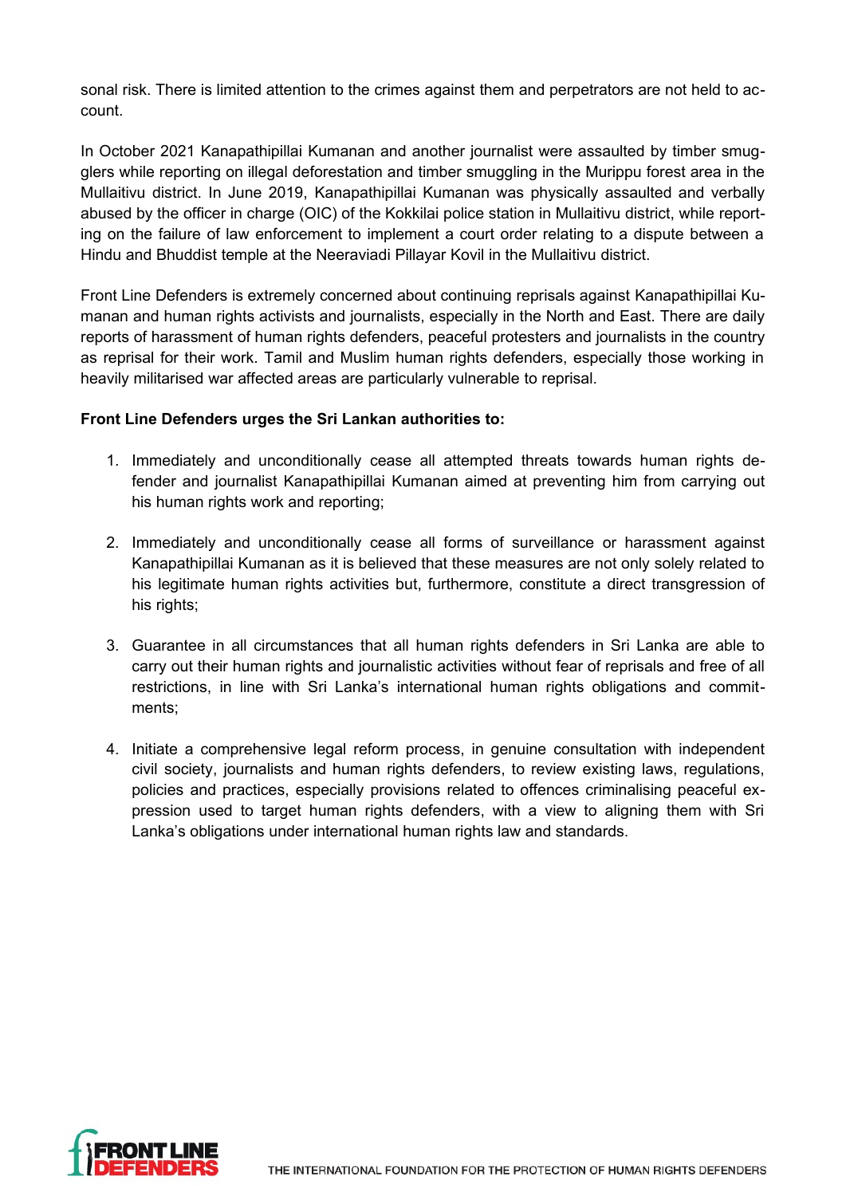sonal risk. There is limited attention to the crimes against them and perpetrators are not held to account.

In October 2021 Kanapathipillai Kumanan and another journalist were assaulted by timber smugglers while reporting on illegal deforestation and timber smuggling in the Murippu forest area in the Mullaitivu district. In June 2019, Kanapathipillai Kumanan was physically assaulted and verbally abused by the officer in charge (OIC) of the Kokkilai police station in Mullaitivu district, while reporting on the failure of law enforcement to implement a court order relating to a dispute between a Hindu and Bhuddist temple at the Neeraviadi Pillayar Kovil in the Mullaitivu district.

Front Line Defenders is extremely concerned about continuing reprisals against Kanapathipillai Kumanan and human rights activists and journalists, especially in the North and East. There are daily reports of harassment of human rights defenders, peaceful protesters and journalists in the country as reprisal for their work. Tamil and Muslim human rights defenders, especially those working in heavily militarised war affected areas are particularly vulnerable to reprisal.

**Front Line Defenders urges the Sri Lankan authorities to:**

1. Immediately and unconditionally cease all attempted threats towards human rights defender and journalist Kanapathipillai Kumanan aimed at preventing him from carrying out his human rights work and reporting;

2. Immediately and unconditionally cease all forms of surveillance or harassment against Kanapathipillai Kumanan as it is believed that these measures are not only solely related to his legitimate human rights activities but, furthermore, constitute a direct transgression of his rights;

3. Guarantee in all circumstances that all human rights defenders in Sri Lanka are able to carry out their human rights and journalistic activities without fear of reprisals and free of all restrictions, in line with Sri Lanka's international human rights obligations and commitments;

4. Initiate a comprehensive legal reform process, in genuine consultation with independent civil society, journalists and human rights defenders, to review existing laws, regulations, policies and practices, especially provisions related to offences criminalising peaceful expression used to target human rights defenders, with a view to aligning them with Sri Lanka's obligations under international human rights law and standards.